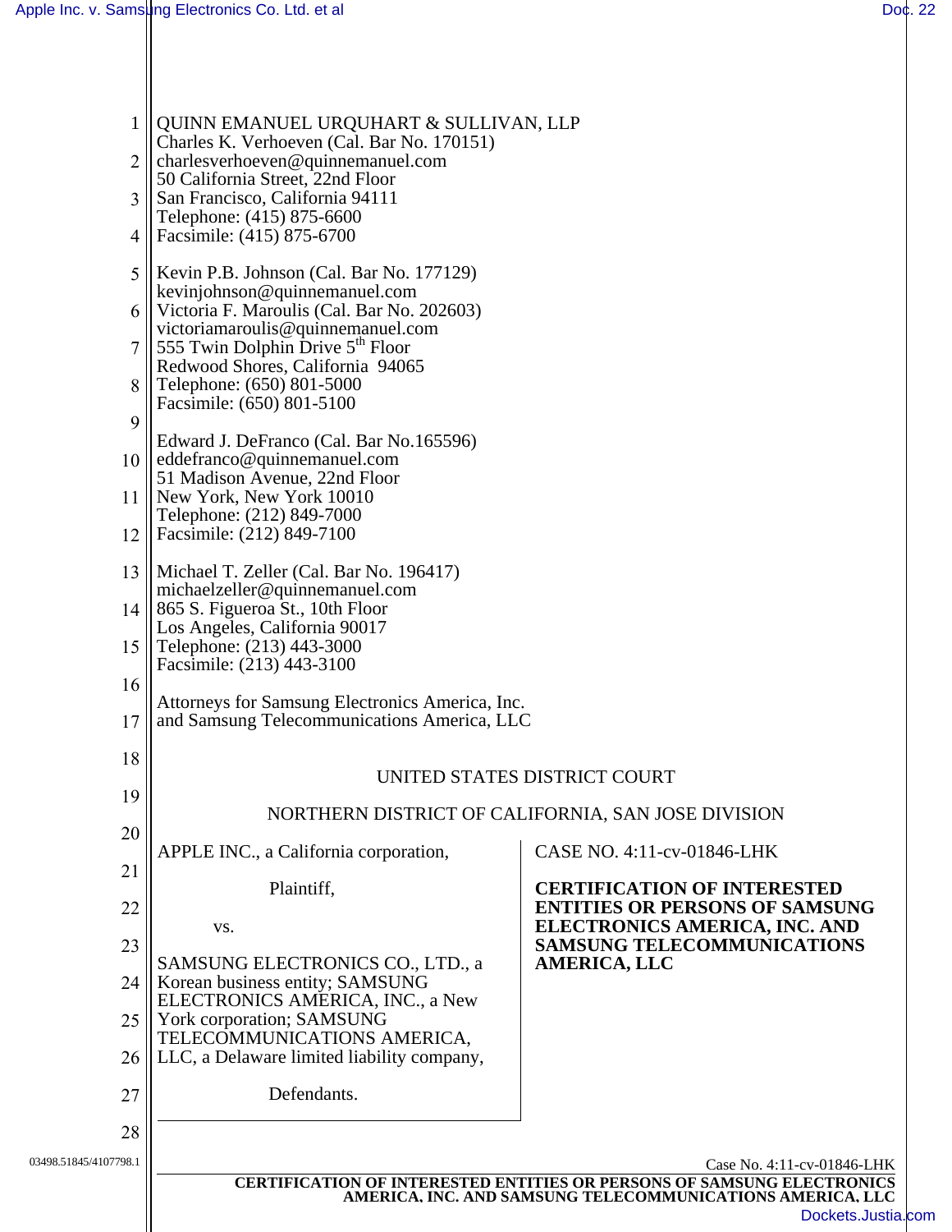QUINN EMANUEL URQUHART & SULLIVAN, LLP
Charles K. Verhoeven (Cal. Bar No. 170151)
charlesverhoeven@quinnemanuel.com
50 California Street, 22nd Floor
San Francisco, California 94111
Telephone: (415) 875-6600
Facsimile: (415) 875-6700

Kevin P.B. Johnson (Cal. Bar No. 177129)
kevinjohnson@quinnemanuel.com
Victoria F. Maroulis (Cal. Bar No. 202603)
victoriamaroulis@quinnemanuel.com
555 Twin Dolphin Drive 5th Floor
Redwood Shores, California 94065
Telephone: (650) 801-5000
Facsimile: (650) 801-5100

Edward J. DeFranco (Cal. Bar No.165596)
eddefranco@quinnemanuel.com
51 Madison Avenue, 22nd Floor
New York, New York 10010
Telephone: (212) 849-7000
Facsimile: (212) 849-7100

Michael T. Zeller (Cal. Bar No. 196417)
michaelzeller@quinnemanuel.com
865 S. Figueroa St., 10th Floor
Los Angeles, California 90017
Telephone: (213) 443-3000
Facsimile: (213) 443-3100

Attorneys for Samsung Electronics America, Inc.
and Samsung Telecommunications America, LLC

UNITED STATES DISTRICT COURT

NORTHERN DISTRICT OF CALIFORNIA, SAN JOSE DIVISION

| | |
|---|---|
| APPLE INC., a California corporation,<br><br>Plaintiff,<br><br>vs.<br><br>SAMSUNG ELECTRONICS CO., LTD., a Korean business entity; SAMSUNG ELECTRONICS AMERICA, INC., a New York corporation; SAMSUNG TELECOMMUNICATIONS AMERICA, LLC, a Delaware limited liability company,<br><br>Defendants. | CASE NO. 4:11-cv-01846-LHK<br><br>**CERTIFICATION OF INTERESTED ENTITIES OR PERSONS OF SAMSUNG ELECTRONICS AMERICA, INC. AND SAMSUNG TELECOMMUNICATIONS AMERICA, LLC** |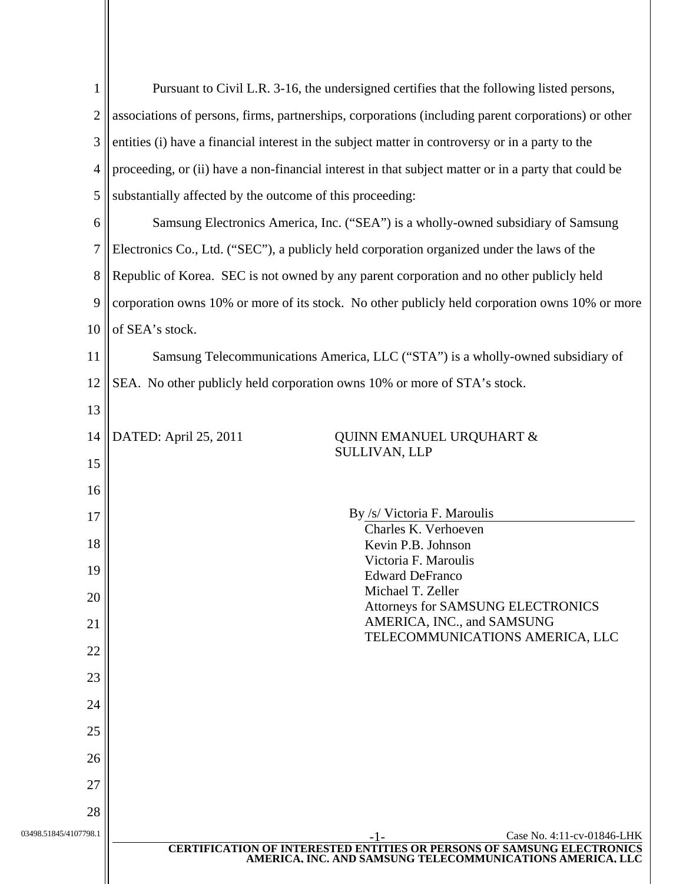Pursuant to Civil L.R. 3-16, the undersigned certifies that the following listed persons, associations of persons, firms, partnerships, corporations (including parent corporations) or other entities (i) have a financial interest in the subject matter in controversy or in a party to the proceeding, or (ii) have a non-financial interest in that subject matter or in a party that could be substantially affected by the outcome of this proceeding:

Samsung Electronics America, Inc. ("SEA") is a wholly-owned subsidiary of Samsung Electronics Co., Ltd. ("SEC"), a publicly held corporation organized under the laws of the Republic of Korea. SEC is not owned by any parent corporation and no other publicly held corporation owns 10% or more of its stock. No other publicly held corporation owns 10% or more of SEA's stock.

Samsung Telecommunications America, LLC ("STA") is a wholly-owned subsidiary of SEA. No other publicly held corporation owns 10% or more of STA's stock.

DATED: April 25, 2011

QUINN EMANUEL URQUHART & SULLIVAN, LLP

By /s/ Victoria F. Maroulis
Charles K. Verhoeven
Kevin P.B. Johnson
Victoria F. Maroulis
Edward DeFranco
Michael T. Zeller
Attorneys for SAMSUNG ELECTRONICS AMERICA, INC., and SAMSUNG TELECOMMUNICATIONS AMERICA, LLC

03498.51845/4107798.1

Case No. 4:11-cv-01846-LHK

**CERTIFICATION OF INTERESTED ENTITIES OR PERSONS OF SAMSUNG ELECTRONICS AMERICA, INC. AND SAMSUNG TELECOMMUNICATIONS AMERICA, LLC**